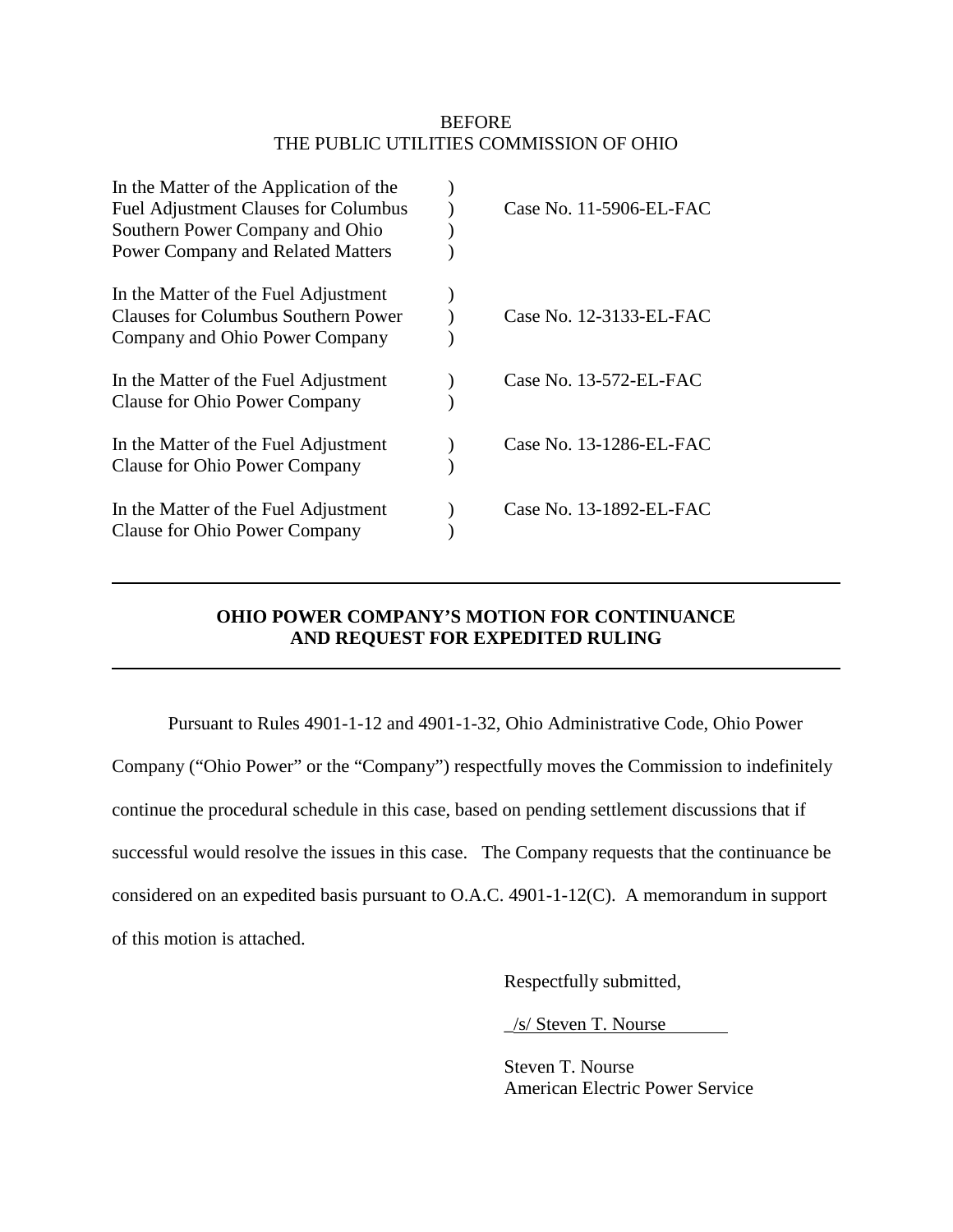BEFORE
THE PUBLIC UTILITIES COMMISSION OF OHIO

| | | |
|---|---|---|
| In the Matter of the Application of the Fuel Adjustment Clauses for Columbus Southern Power Company and Ohio Power Company and Related Matters | ) | Case No. 11-5906-EL-FAC |
| In the Matter of the Fuel Adjustment Clauses for Columbus Southern Power Company and Ohio Power Company | ) | Case No. 12-3133-EL-FAC |
| In the Matter of the Fuel Adjustment Clause for Ohio Power Company | ) | Case No. 13-572-EL-FAC |
| In the Matter of the Fuel Adjustment Clause for Ohio Power Company | ) | Case No. 13-1286-EL-FAC |
| In the Matter of the Fuel Adjustment Clause for Ohio Power Company | ) | Case No. 13-1892-EL-FAC |

---

**OHIO POWER COMPANY'S MOTION FOR CONTINUANCE AND REQUEST FOR EXPEDITED RULING**

---

Pursuant to Rules 4901-1-12 and 4901-1-32, Ohio Administrative Code, Ohio Power Company ("Ohio Power" or the "Company") respectfully moves the Commission to indefinitely continue the procedural schedule in this case, based on pending settlement discussions that if successful would resolve the issues in this case. The Company requests that the continuance be considered on an expedited basis pursuant to O.A.C. 4901-1-12(C). A memorandum in support of this motion is attached.

Respectfully submitted,

/s/ Steven T. Nourse

Steven T. Nourse
American Electric Power Service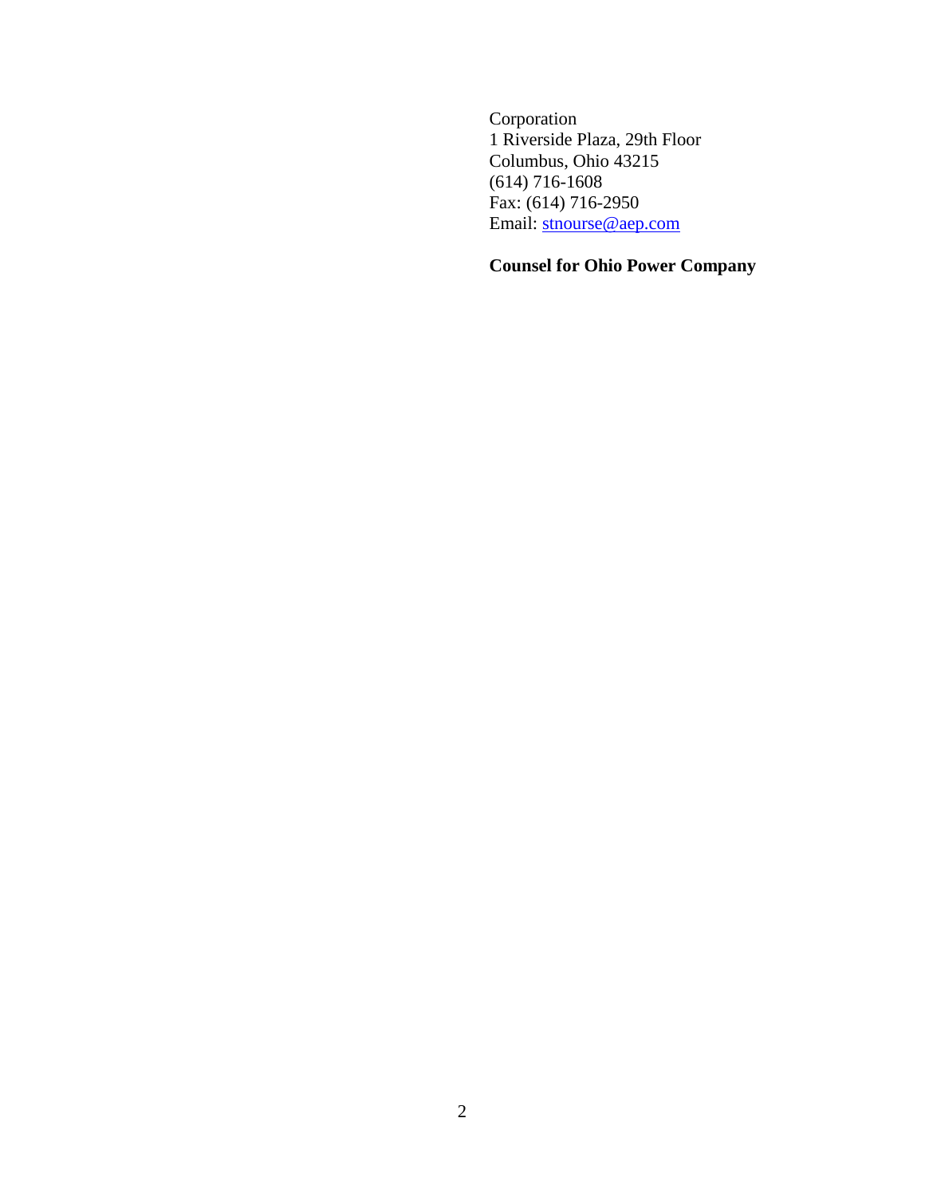Corporation
1 Riverside Plaza, 29th Floor
Columbus, Ohio 43215
(614) 716-1608
Fax: (614) 716-2950
Email: stnourse@aep.com

**Counsel for Ohio Power Company**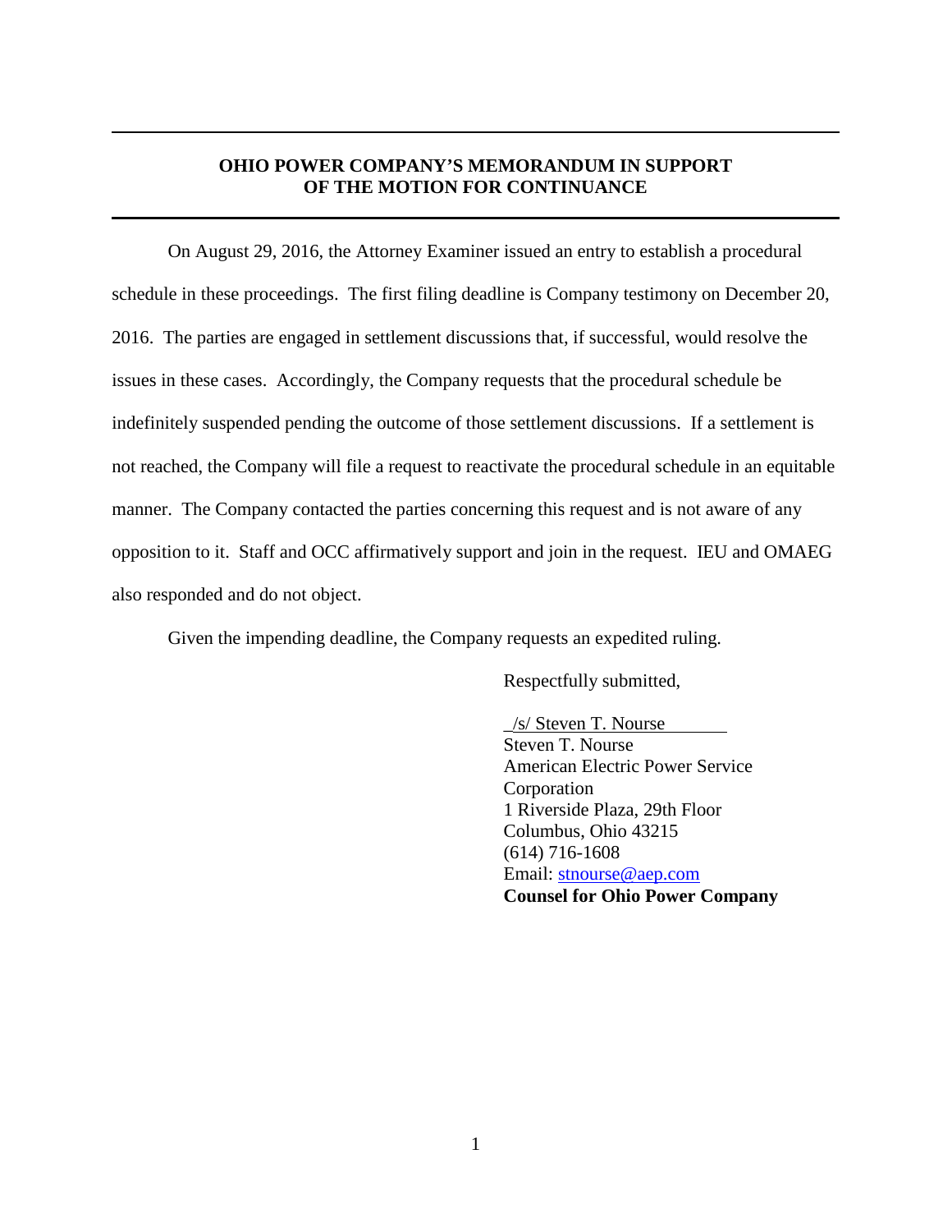## OHIO POWER COMPANY'S MEMORANDUM IN SUPPORT OF THE MOTION FOR CONTINUANCE

On August 29, 2016, the Attorney Examiner issued an entry to establish a procedural schedule in these proceedings. The first filing deadline is Company testimony on December 20, 2016. The parties are engaged in settlement discussions that, if successful, would resolve the issues in these cases. Accordingly, the Company requests that the procedural schedule be indefinitely suspended pending the outcome of those settlement discussions. If a settlement is not reached, the Company will file a request to reactivate the procedural schedule in an equitable manner. The Company contacted the parties concerning this request and is not aware of any opposition to it. Staff and OCC affirmatively support and join in the request. IEU and OMAEG also responded and do not object.

Given the impending deadline, the Company requests an expedited ruling.

Respectfully submitted,

/s/ Steven T. Nourse
Steven T. Nourse
American Electric Power Service Corporation
1 Riverside Plaza, 29th Floor
Columbus, Ohio 43215
(614) 716-1608
Email: stnourse@aep.com
**Counsel for Ohio Power Company**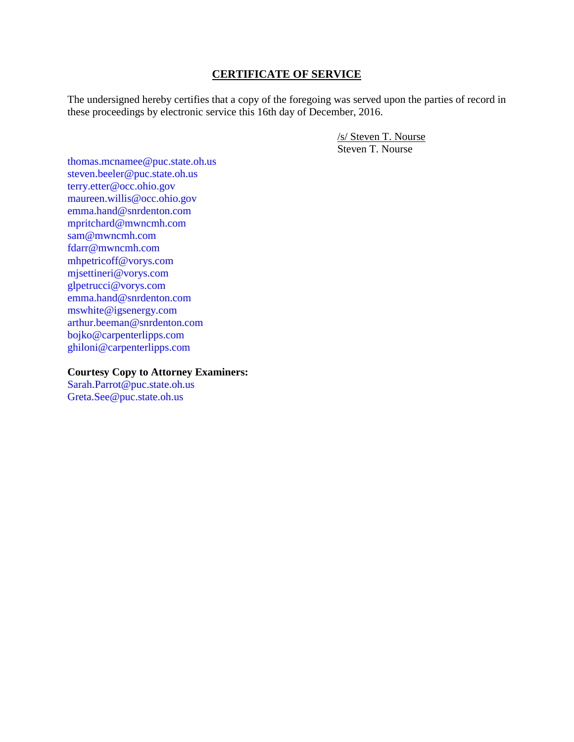## CERTIFICATE OF SERVICE

The undersigned hereby certifies that a copy of the foregoing was served upon the parties of record in these proceedings by electronic service this 16th day of December, 2016.

/s/ Steven T. Nourse
Steven T. Nourse

thomas.mcnamee@puc.state.oh.us
steven.beeler@puc.state.oh.us
terry.etter@occ.ohio.gov
maureen.willis@occ.ohio.gov
emma.hand@snrdenton.com
mpritchard@mwncmh.com
sam@mwncmh.com
fdarr@mwncmh.com
mhpetricoff@vorys.com
mjsettineri@vorys.com
glpetrucci@vorys.com
emma.hand@snrdenton.com
mswhite@igsenergy.com
arthur.beeman@snrdenton.com
bojko@carpenterlipps.com
ghiloni@carpenterlipps.com

**Courtesy Copy to Attorney Examiners:**
Sarah.Parrot@puc.state.oh.us
Greta.See@puc.state.oh.us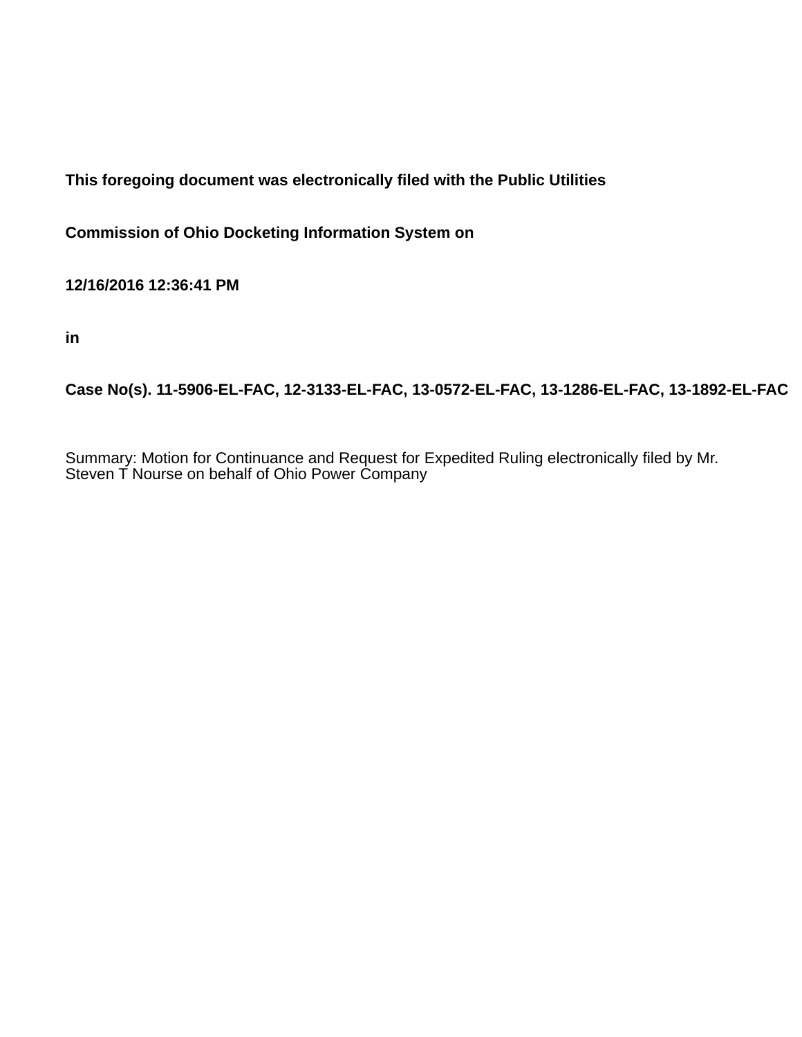**This foregoing document was electronically filed with the Public Utilities**

**Commission of Ohio Docketing Information System on**

**12/16/2016 12:36:41 PM**

**in**

**Case No(s). 11-5906-EL-FAC, 12-3133-EL-FAC, 13-0572-EL-FAC, 13-1286-EL-FAC, 13-1892-EL-FAC**

Summary: Motion for Continuance and Request for Expedited Ruling electronically filed by Mr. Steven T Nourse on behalf of Ohio Power Company